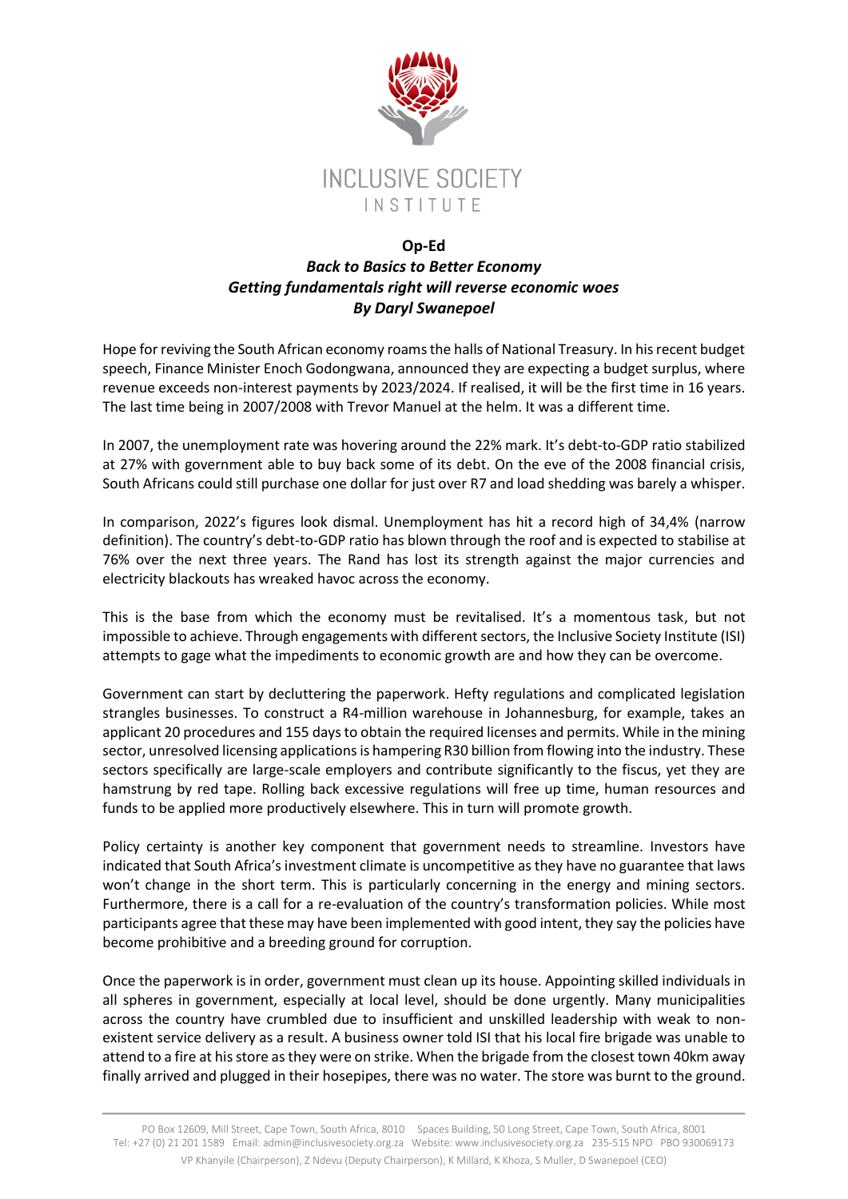INCLUSIVE SOCIETY INSTITUTE

**Op-Ed**

***Back to Basics to Better Economy***

***Getting fundamentals right will reverse economic woes***

***By Daryl Swanepoel***

Hope for reviving the South African economy roams the halls of National Treasury. In his recent budget speech, Finance Minister Enoch Godongwana, announced they are expecting a budget surplus, where revenue exceeds non-interest payments by 2023/2024. If realised, it will be the first time in 16 years. The last time being in 2007/2008 with Trevor Manuel at the helm. It was a different time.

In 2007, the unemployment rate was hovering around the 22% mark. It's debt-to-GDP ratio stabilized at 27% with government able to buy back some of its debt. On the eve of the 2008 financial crisis, South Africans could still purchase one dollar for just over R7 and load shedding was barely a whisper.

In comparison, 2022's figures look dismal. Unemployment has hit a record high of 34,4% (narrow definition). The country's debt-to-GDP ratio has blown through the roof and is expected to stabilise at 76% over the next three years. The Rand has lost its strength against the major currencies and electricity blackouts has wreaked havoc across the economy.

This is the base from which the economy must be revitalised. It's a momentous task, but not impossible to achieve. Through engagements with different sectors, the Inclusive Society Institute (ISI) attempts to gage what the impediments to economic growth are and how they can be overcome.

Government can start by decluttering the paperwork. Hefty regulations and complicated legislation strangles businesses. To construct a R4-million warehouse in Johannesburg, for example, takes an applicant 20 procedures and 155 days to obtain the required licenses and permits. While in the mining sector, unresolved licensing applications is hampering R30 billion from flowing into the industry. These sectors specifically are large-scale employers and contribute significantly to the fiscus, yet they are hamstrung by red tape. Rolling back excessive regulations will free up time, human resources and funds to be applied more productively elsewhere. This in turn will promote growth.

Policy certainty is another key component that government needs to streamline. Investors have indicated that South Africa's investment climate is uncompetitive as they have no guarantee that laws won't change in the short term. This is particularly concerning in the energy and mining sectors. Furthermore, there is a call for a re-evaluation of the country's transformation policies. While most participants agree that these may have been implemented with good intent, they say the policies have become prohibitive and a breeding ground for corruption.

Once the paperwork is in order, government must clean up its house. Appointing skilled individuals in all spheres in government, especially at local level, should be done urgently. Many municipalities across the country have crumbled due to insufficient and unskilled leadership with weak to non-existent service delivery as a result. A business owner told ISI that his local fire brigade was unable to attend to a fire at his store as they were on strike. When the brigade from the closest town 40km away finally arrived and plugged in their hosepipes, there was no water. The store was burnt to the ground.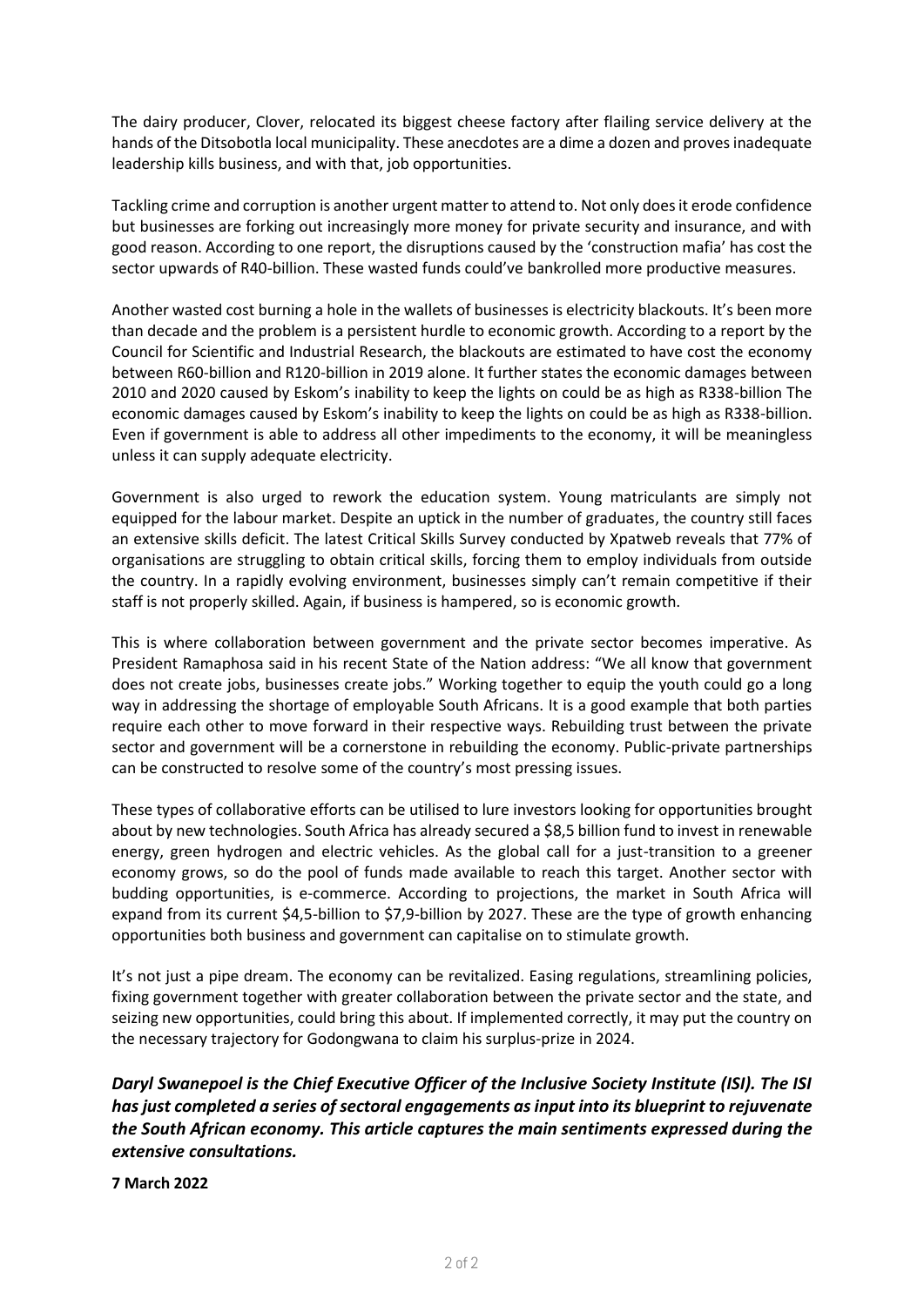The dairy producer, Clover, relocated its biggest cheese factory after flailing service delivery at the hands of the Ditsobotla local municipality. These anecdotes are a dime a dozen and proves inadequate leadership kills business, and with that, job opportunities.

Tackling crime and corruption is another urgent matter to attend to. Not only does it erode confidence but businesses are forking out increasingly more money for private security and insurance, and with good reason. According to one report, the disruptions caused by the 'construction mafia' has cost the sector upwards of R40-billion. These wasted funds could've bankrolled more productive measures.

Another wasted cost burning a hole in the wallets of businesses is electricity blackouts. It's been more than decade and the problem is a persistent hurdle to economic growth. According to a report by the Council for Scientific and Industrial Research, the blackouts are estimated to have cost the economy between R60-billion and R120-billion in 2019 alone. It further states the economic damages between 2010 and 2020 caused by Eskom's inability to keep the lights on could be as high as R338-billion The economic damages caused by Eskom's inability to keep the lights on could be as high as R338-billion. Even if government is able to address all other impediments to the economy, it will be meaningless unless it can supply adequate electricity.

Government is also urged to rework the education system. Young matriculants are simply not equipped for the labour market. Despite an uptick in the number of graduates, the country still faces an extensive skills deficit. The latest Critical Skills Survey conducted by Xpatweb reveals that 77% of organisations are struggling to obtain critical skills, forcing them to employ individuals from outside the country. In a rapidly evolving environment, businesses simply can't remain competitive if their staff is not properly skilled. Again, if business is hampered, so is economic growth.

This is where collaboration between government and the private sector becomes imperative. As President Ramaphosa said in his recent State of the Nation address: "We all know that government does not create jobs, businesses create jobs." Working together to equip the youth could go a long way in addressing the shortage of employable South Africans. It is a good example that both parties require each other to move forward in their respective ways. Rebuilding trust between the private sector and government will be a cornerstone in rebuilding the economy. Public-private partnerships can be constructed to resolve some of the country's most pressing issues.

These types of collaborative efforts can be utilised to lure investors looking for opportunities brought about by new technologies. South Africa has already secured a $8,5 billion fund to invest in renewable energy, green hydrogen and electric vehicles. As the global call for a just-transition to a greener economy grows, so do the pool of funds made available to reach this target. Another sector with budding opportunities, is e-commerce. According to projections, the market in South Africa will expand from its current $4,5-billion to $7,9-billion by 2027. These are the type of growth enhancing opportunities both business and government can capitalise on to stimulate growth.

It's not just a pipe dream. The economy can be revitalized. Easing regulations, streamlining policies, fixing government together with greater collaboration between the private sector and the state, and seizing new opportunities, could bring this about. If implemented correctly, it may put the country on the necessary trajectory for Godongwana to claim his surplus-prize in 2024.

***Daryl Swanepoel is the Chief Executive Officer of the Inclusive Society Institute (ISI). The ISI has just completed a series of sectoral engagements as input into its blueprint to rejuvenate the South African economy. This article captures the main sentiments expressed during the extensive consultations.***

**7 March 2022**